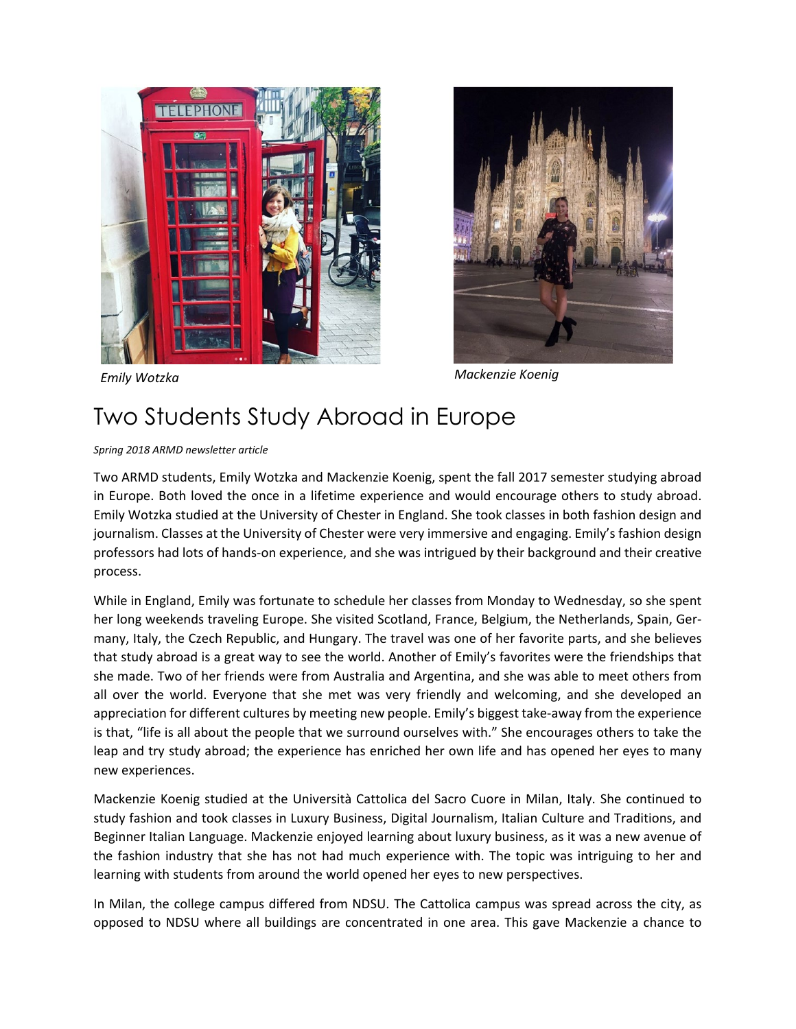*Emily Wotzka*

*Mackenzie Koenig*

# Two Students Study Abroad in Europe

*Spring 2018 ARMD newsletter article*

Two ARMD students, Emily Wotzka and Mackenzie Koenig, spent the fall 2017 semester studying abroad in Europe. Both loved the once in a lifetime experience and would encourage others to study abroad. Emily Wotzka studied at the University of Chester in England. She took classes in both fashion design and journalism. Classes at the University of Chester were very immersive and engaging. Emily's fashion design professors had lots of hands-on experience, and she was intrigued by their background and their creative process.

While in England, Emily was fortunate to schedule her classes from Monday to Wednesday, so she spent her long weekends traveling Europe. She visited Scotland, France, Belgium, the Netherlands, Spain, Germany, Italy, the Czech Republic, and Hungary. The travel was one of her favorite parts, and she believes that study abroad is a great way to see the world. Another of Emily's favorites were the friendships that she made. Two of her friends were from Australia and Argentina, and she was able to meet others from all over the world. Everyone that she met was very friendly and welcoming, and she developed an appreciation for different cultures by meeting new people. Emily's biggest take-away from the experience is that, "life is all about the people that we surround ourselves with." She encourages others to take the leap and try study abroad; the experience has enriched her own life and has opened her eyes to many new experiences.

Mackenzie Koenig studied at the Università Cattolica del Sacro Cuore in Milan, Italy. She continued to study fashion and took classes in Luxury Business, Digital Journalism, Italian Culture and Traditions, and Beginner Italian Language. Mackenzie enjoyed learning about luxury business, as it was a new avenue of the fashion industry that she has not had much experience with. The topic was intriguing to her and learning with students from around the world opened her eyes to new perspectives.

In Milan, the college campus differed from NDSU. The Cattolica campus was spread across the city, as opposed to NDSU where all buildings are concentrated in one area. This gave Mackenzie a chance to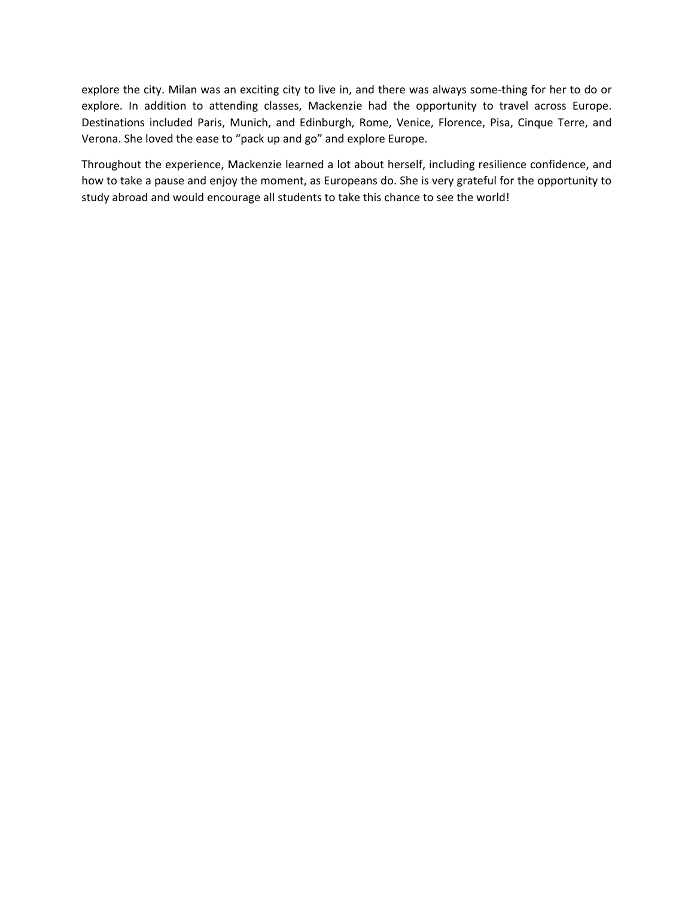explore the city. Milan was an exciting city to live in, and there was always some-thing for her to do or explore. In addition to attending classes, Mackenzie had the opportunity to travel across Europe. Destinations included Paris, Munich, and Edinburgh, Rome, Venice, Florence, Pisa, Cinque Terre, and Verona. She loved the ease to "pack up and go" and explore Europe.

Throughout the experience, Mackenzie learned a lot about herself, including resilience confidence, and how to take a pause and enjoy the moment, as Europeans do. She is very grateful for the opportunity to study abroad and would encourage all students to take this chance to see the world!